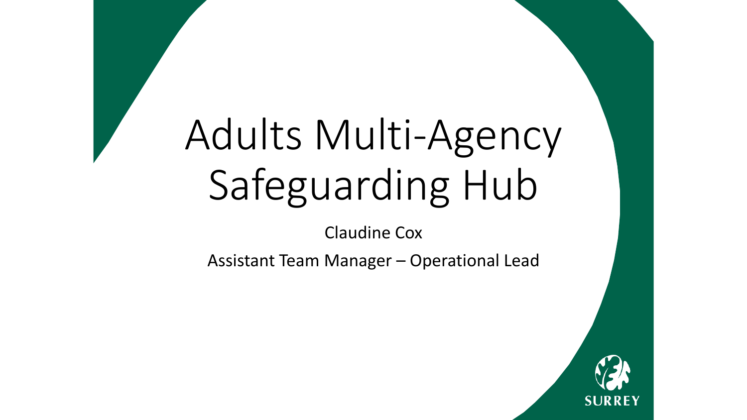# Adults Multi-Agency Safeguarding Hub

Claudine Cox

Assistant Team Manager – Operational Lead

SURREY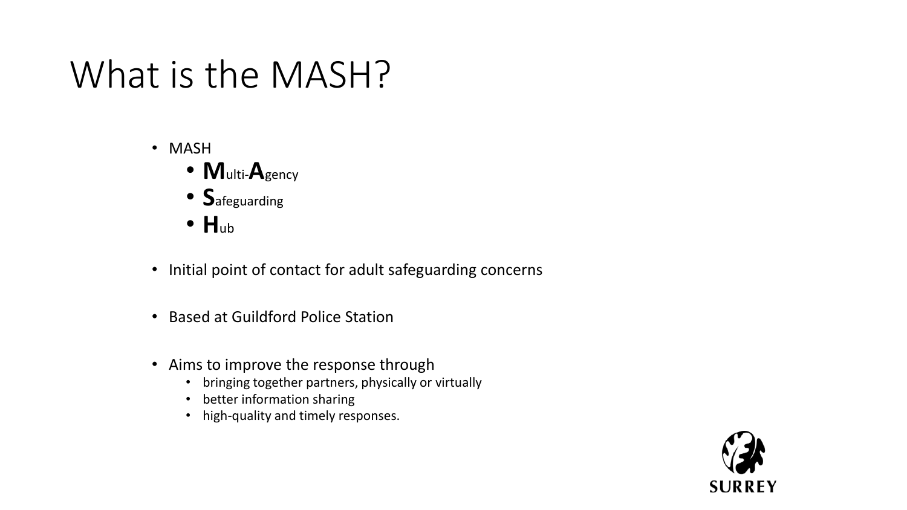# What is the MASH?

- MASH
  - **M**ulti-**A**gency
  - **S**afeguarding
  - **H**ub
- Initial point of contact for adult safeguarding concerns
- Based at Guildford Police Station
- Aims to improve the response through
  - bringing together partners, physically or virtually
  - better information sharing
  - high-quality and timely responses.

SURREY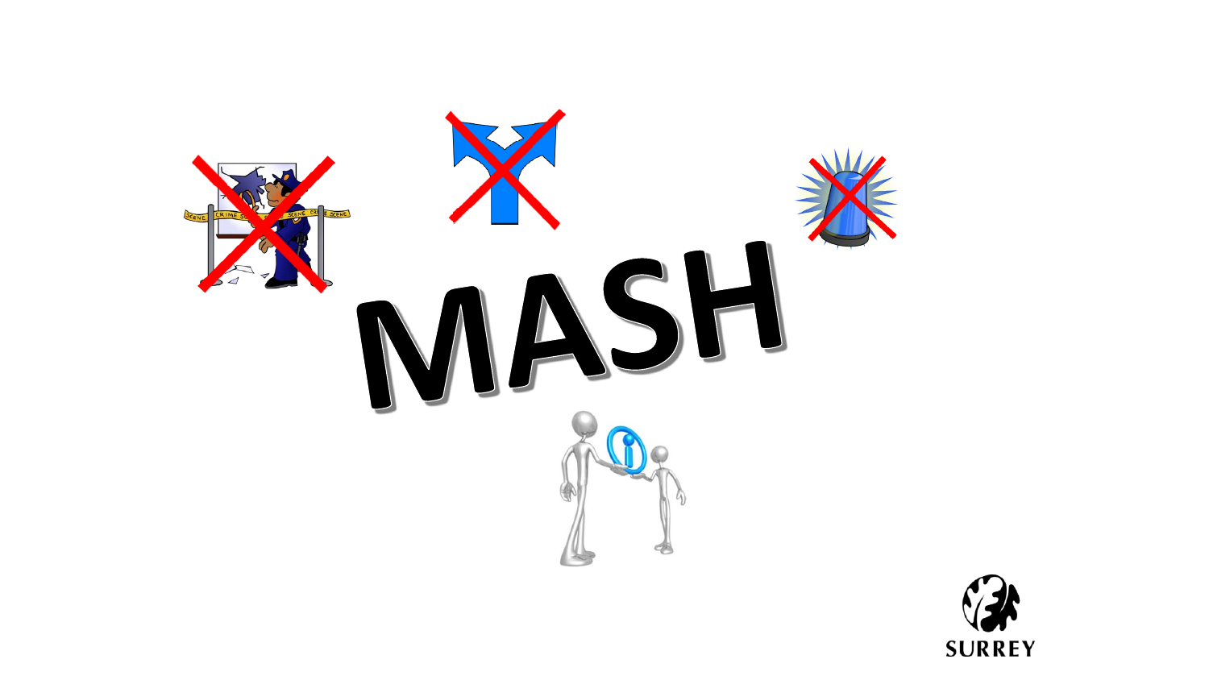# MASH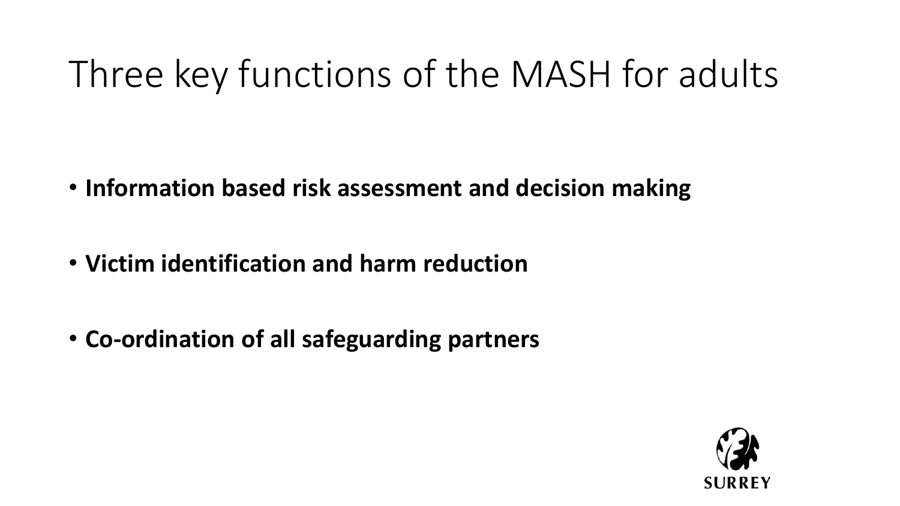# Three key functions of the MASH for adults

- **Information based risk assessment and decision making**
- **Victim identification and harm reduction**
- **Co-ordination of all safeguarding partners**

SURREY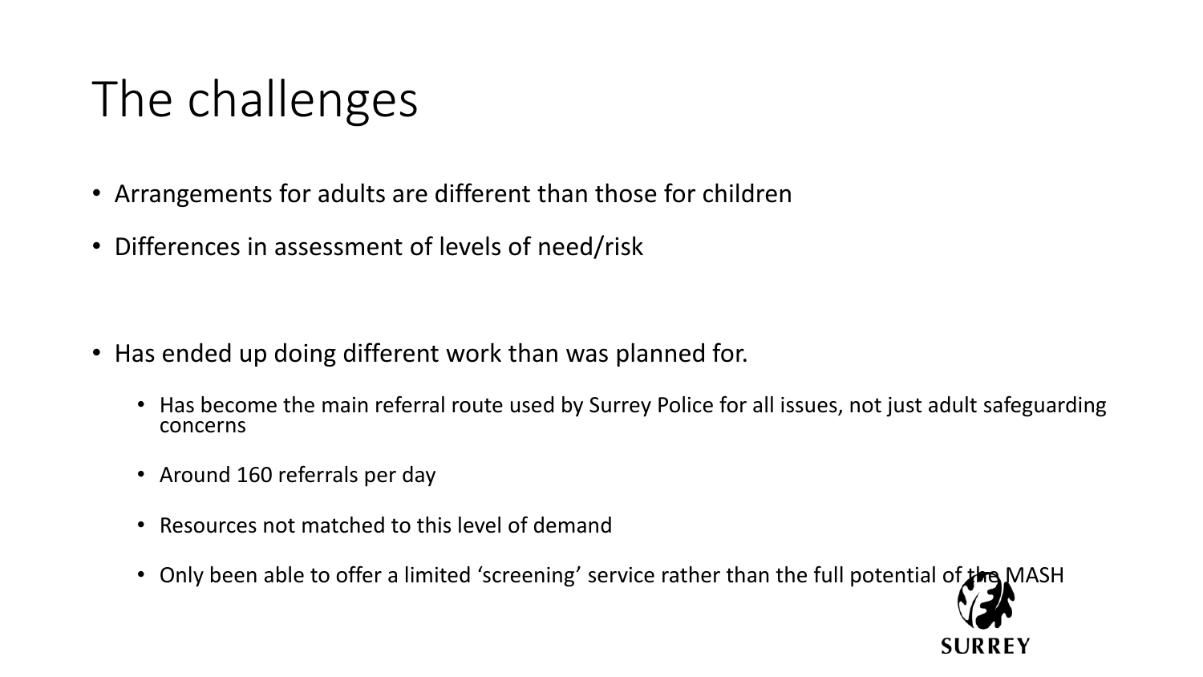# The challenges

- Arrangements for adults are different than those for children
- Differences in assessment of levels of need/risk

- Has ended up doing different work than was planned for.
  - Has become the main referral route used by Surrey Police for all issues, not just adult safeguarding concerns
  - Around 160 referrals per day
  - Resources not matched to this level of demand
  - Only been able to offer a limited 'screening' service rather than the full potential of the MASH

SURREY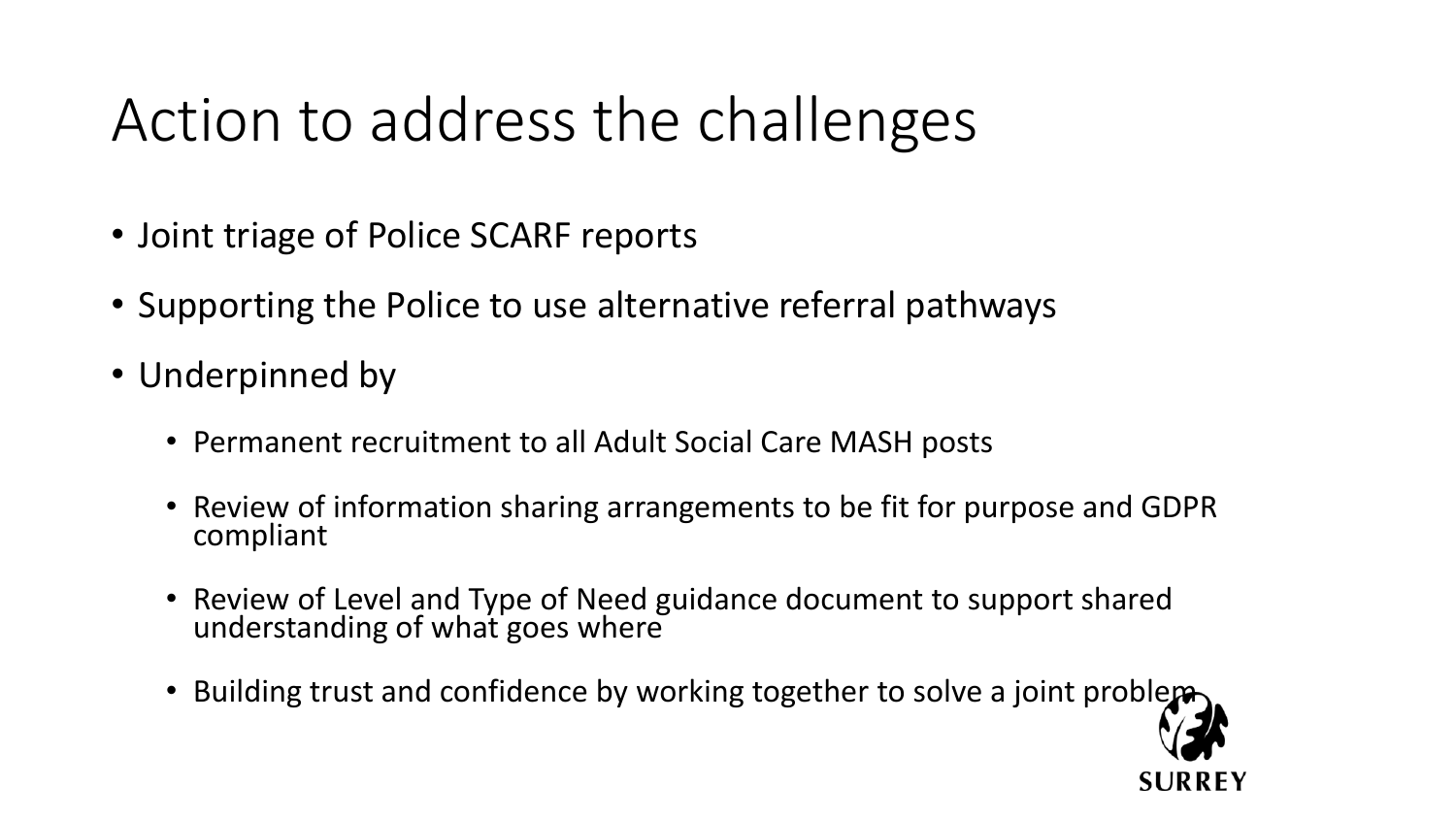# Action to address the challenges

- Joint triage of Police SCARF reports
- Supporting the Police to use alternative referral pathways
- Underpinned by
    - Permanent recruitment to all Adult Social Care MASH posts
    - Review of information sharing arrangements to be fit for purpose and GDPR compliant
    - Review of Level and Type of Need guidance document to support shared understanding of what goes where
    - Building trust and confidence by working together to solve a joint problem

SURREY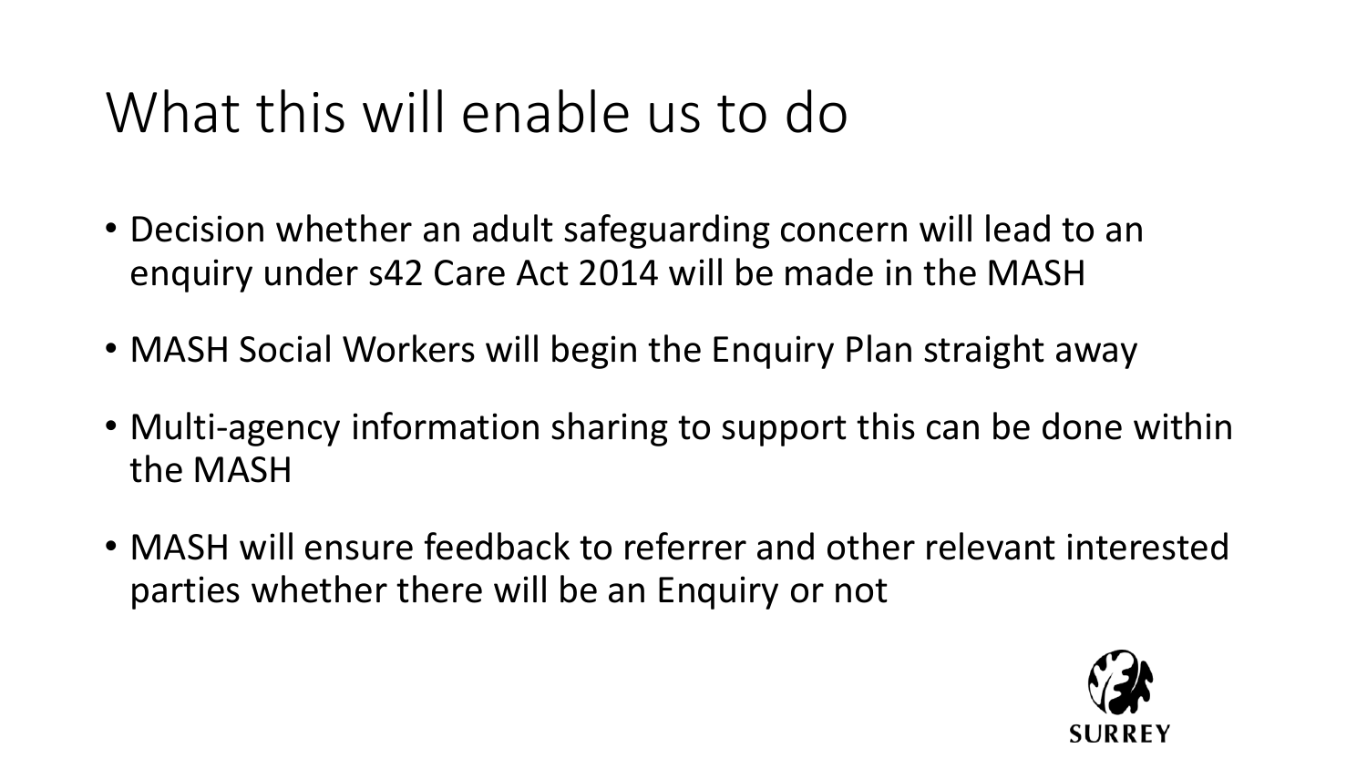# What this will enable us to do

- Decision whether an adult safeguarding concern will lead to an enquiry under s42 Care Act 2014 will be made in the MASH
- MASH Social Workers will begin the Enquiry Plan straight away
- Multi-agency information sharing to support this can be done within the MASH
- MASH will ensure feedback to referrer and other relevant interested parties whether there will be an Enquiry or not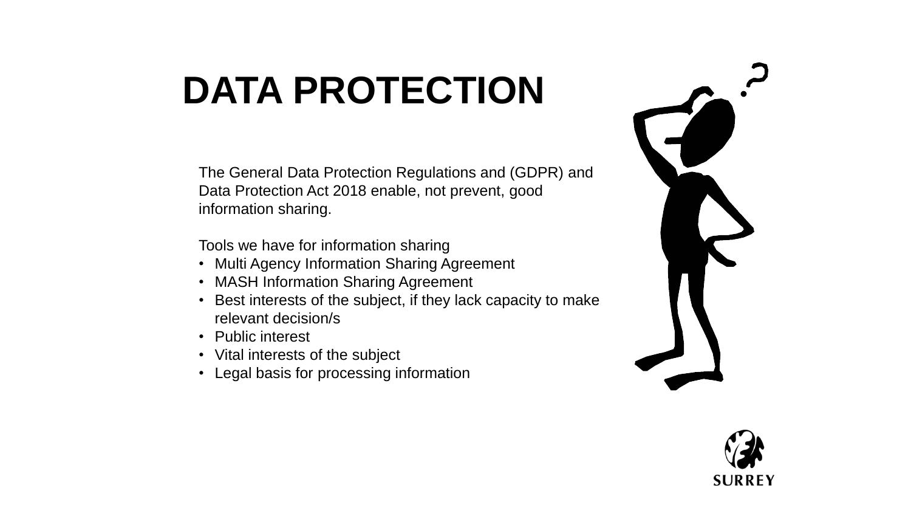# DATA PROTECTION

The General Data Protection Regulations and (GDPR) and Data Protection Act 2018 enable, not prevent, good information sharing.

Tools we have for information sharing

- Multi Agency Information Sharing Agreement
- MASH Information Sharing Agreement
- Best interests of the subject, if they lack capacity to make relevant decision/s
- Public interest
- Vital interests of the subject
- Legal basis for processing information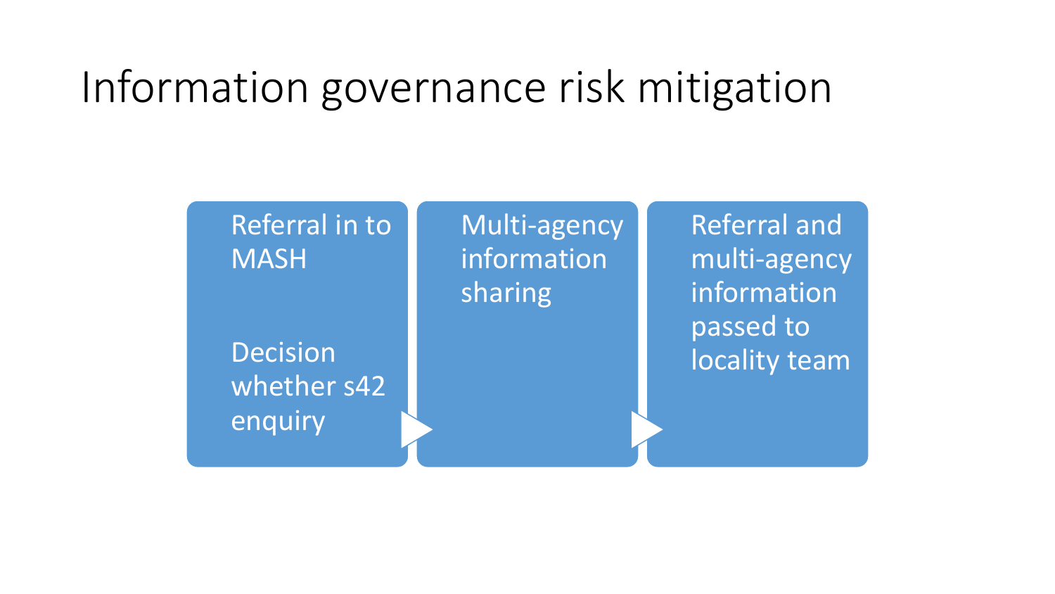# Information governance risk mitigation

1. Referral in to MASH

   Decision whether s42 enquiry

2. Multi-agency information sharing

3. Referral and multi-agency information passed to locality team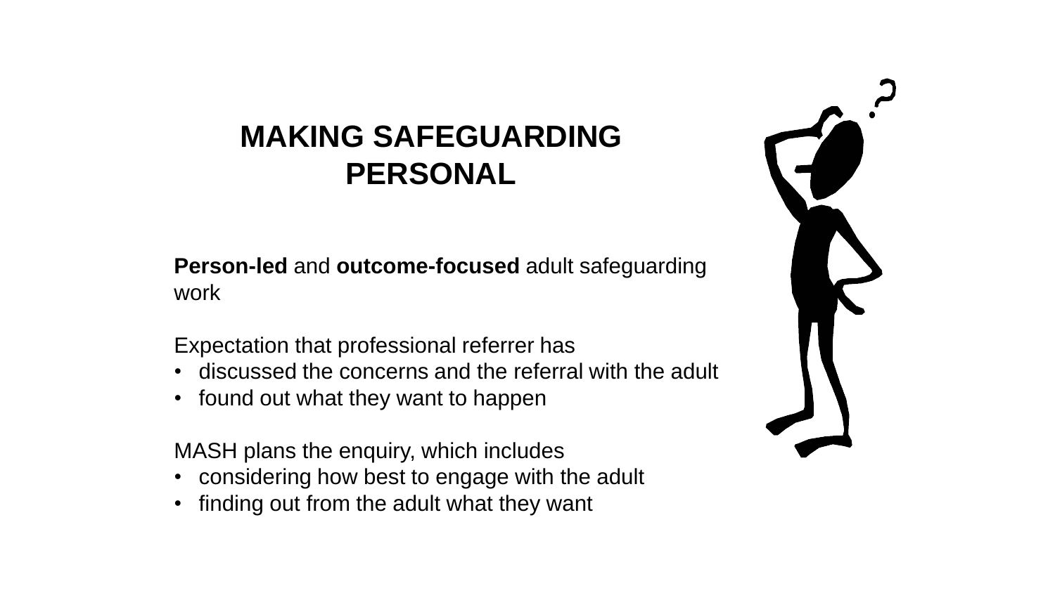# MAKING SAFEGUARDING PERSONAL

**Person-led** and **outcome-focused** adult safeguarding work

Expectation that professional referrer has

- discussed the concerns and the referral with the adult
- found out what they want to happen

MASH plans the enquiry, which includes

- considering how best to engage with the adult
- finding out from the adult what they want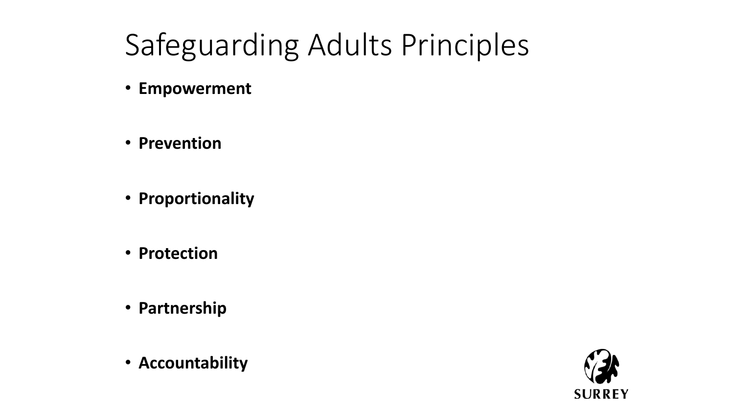# Safeguarding Adults Principles

- **Empowerment**
- **Prevention**
- **Proportionality**
- **Protection**
- **Partnership**
- **Accountability**

SURREY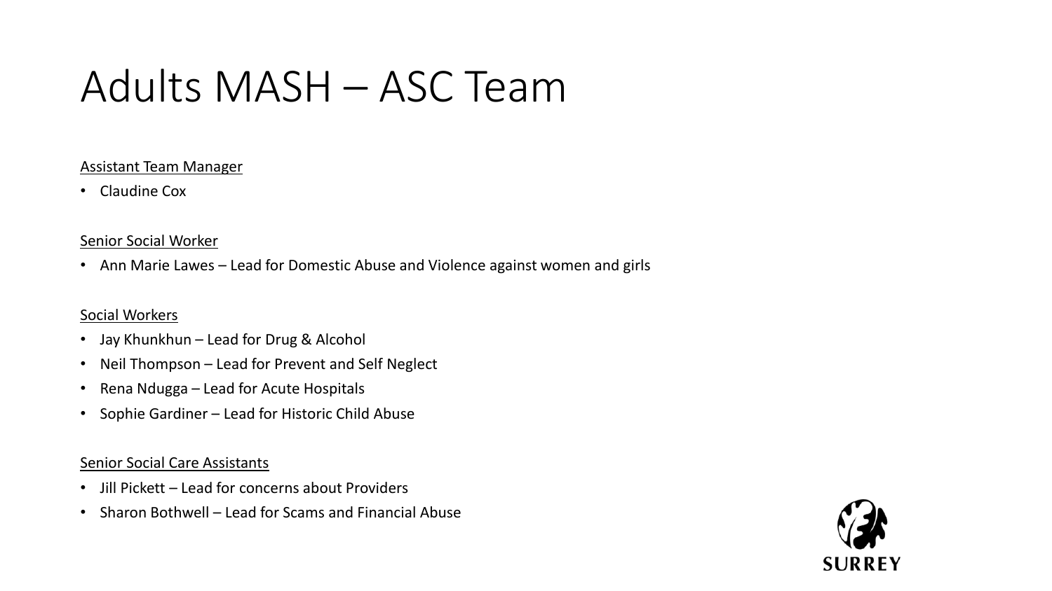# Adults MASH – ASC Team

Assistant Team Manager

- Claudine Cox

Senior Social Worker

- Ann Marie Lawes – Lead for Domestic Abuse and Violence against women and girls

Social Workers

- Jay Khunkhun – Lead for Drug & Alcohol
- Neil Thompson – Lead for Prevent and Self Neglect
- Rena Ndugga – Lead for Acute Hospitals
- Sophie Gardiner – Lead for Historic Child Abuse

Senior Social Care Assistants

- Jill Pickett – Lead for concerns about Providers
- Sharon Bothwell – Lead for Scams and Financial Abuse

SURREY